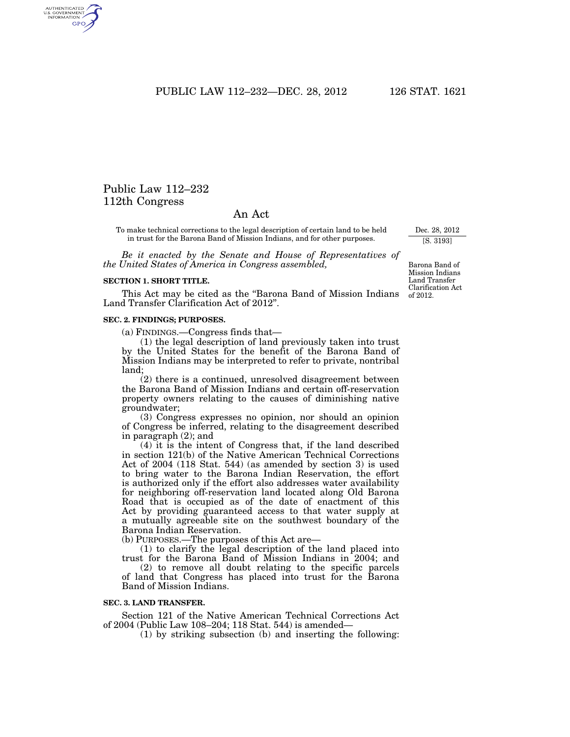# Public Law 112–232
## 112th Congress

## An Act

To make technical corrections to the legal description of certain land to be held in trust for the Barona Band of Mission Indians, and for other purposes.

Dec. 28, 2012
[S. 3193]

*Be it enacted by the Senate and House of Representatives of the United States of America in Congress assembled,*

Barona Band of Mission Indians Land Transfer Clarification Act of 2012.

**SECTION 1. SHORT TITLE.**

This Act may be cited as the "Barona Band of Mission Indians Land Transfer Clarification Act of 2012".

**SEC. 2. FINDINGS; PURPOSES.**

(a) FINDINGS.—Congress finds that—

(1) the legal description of land previously taken into trust by the United States for the benefit of the Barona Band of Mission Indians may be interpreted to refer to private, nontribal land;

(2) there is a continued, unresolved disagreement between the Barona Band of Mission Indians and certain off-reservation property owners relating to the causes of diminishing native groundwater;

(3) Congress expresses no opinion, nor should an opinion of Congress be inferred, relating to the disagreement described in paragraph (2); and

(4) it is the intent of Congress that, if the land described in section 121(b) of the Native American Technical Corrections Act of 2004 (118 Stat. 544) (as amended by section 3) is used to bring water to the Barona Indian Reservation, the effort is authorized only if the effort also addresses water availability for neighboring off-reservation land located along Old Barona Road that is occupied as of the date of enactment of this Act by providing guaranteed access to that water supply at a mutually agreeable site on the southwest boundary of the Barona Indian Reservation.

(b) PURPOSES.—The purposes of this Act are—

(1) to clarify the legal description of the land placed into trust for the Barona Band of Mission Indians in 2004; and

(2) to remove all doubt relating to the specific parcels of land that Congress has placed into trust for the Barona Band of Mission Indians.

**SEC. 3. LAND TRANSFER.**

Section 121 of the Native American Technical Corrections Act of 2004 (Public Law 108–204; 118 Stat. 544) is amended—

(1) by striking subsection (b) and inserting the following: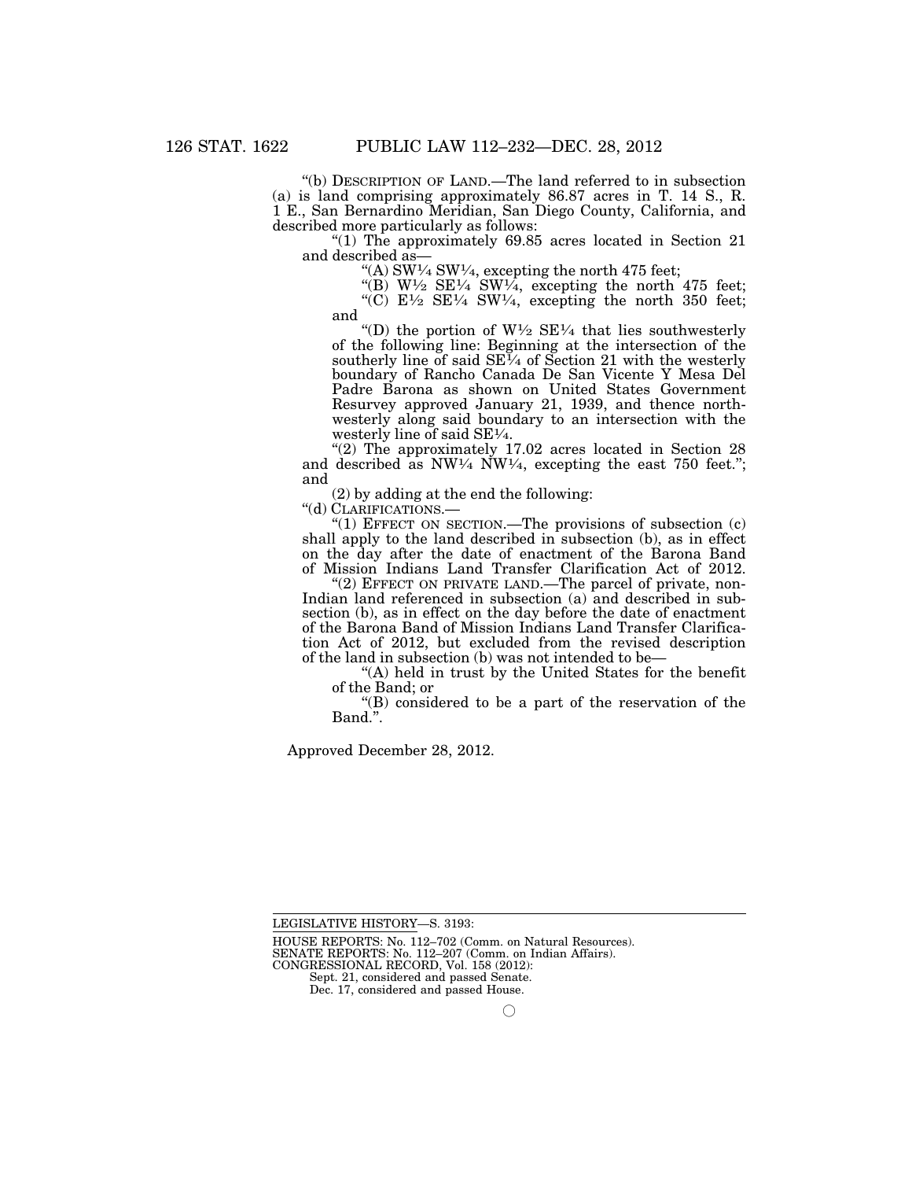"(b) DESCRIPTION OF LAND.—The land referred to in subsection (a) is land comprising approximately 86.87 acres in T. 14 S., R. 1 E., San Bernardino Meridian, San Diego County, California, and described more particularly as follows:

"(1) The approximately 69.85 acres located in Section 21 and described as—

"(A) SW¼ SW¼, excepting the north 475 feet;

"(B) W½ SE¼ SW¼, excepting the north 475 feet;

"(C) E½ SE¼ SW¼, excepting the north 350 feet; and

"(D) the portion of W½ SE¼ that lies southwesterly of the following line: Beginning at the intersection of the southerly line of said SE¼ of Section 21 with the westerly boundary of Rancho Canada De San Vicente Y Mesa Del Padre Barona as shown on United States Government Resurvey approved January 21, 1939, and thence northwesterly along said boundary to an intersection with the westerly line of said SE¼.

"(2) The approximately 17.02 acres located in Section 28 and described as NW¼ NW¼, excepting the east 750 feet."; and

(2) by adding at the end the following:

"(d) CLARIFICATIONS.—

"(1) EFFECT ON SECTION.—The provisions of subsection (c) shall apply to the land described in subsection (b), as in effect on the day after the date of enactment of the Barona Band of Mission Indians Land Transfer Clarification Act of 2012.

"(2) EFFECT ON PRIVATE LAND.—The parcel of private, non-Indian land referenced in subsection (a) and described in subsection (b), as in effect on the day before the date of enactment of the Barona Band of Mission Indians Land Transfer Clarification Act of 2012, but excluded from the revised description of the land in subsection (b) was not intended to be—

"(A) held in trust by the United States for the benefit of the Band; or

"(B) considered to be a part of the reservation of the Band.".

Approved December 28, 2012.

---

LEGISLATIVE HISTORY—S. 3193:

HOUSE REPORTS: No. 112–702 (Comm. on Natural Resources).
SENATE REPORTS: No. 112–207 (Comm. on Indian Affairs).
CONGRESSIONAL RECORD, Vol. 158 (2012):
Sept. 21, considered and passed Senate.
Dec. 17, considered and passed House.